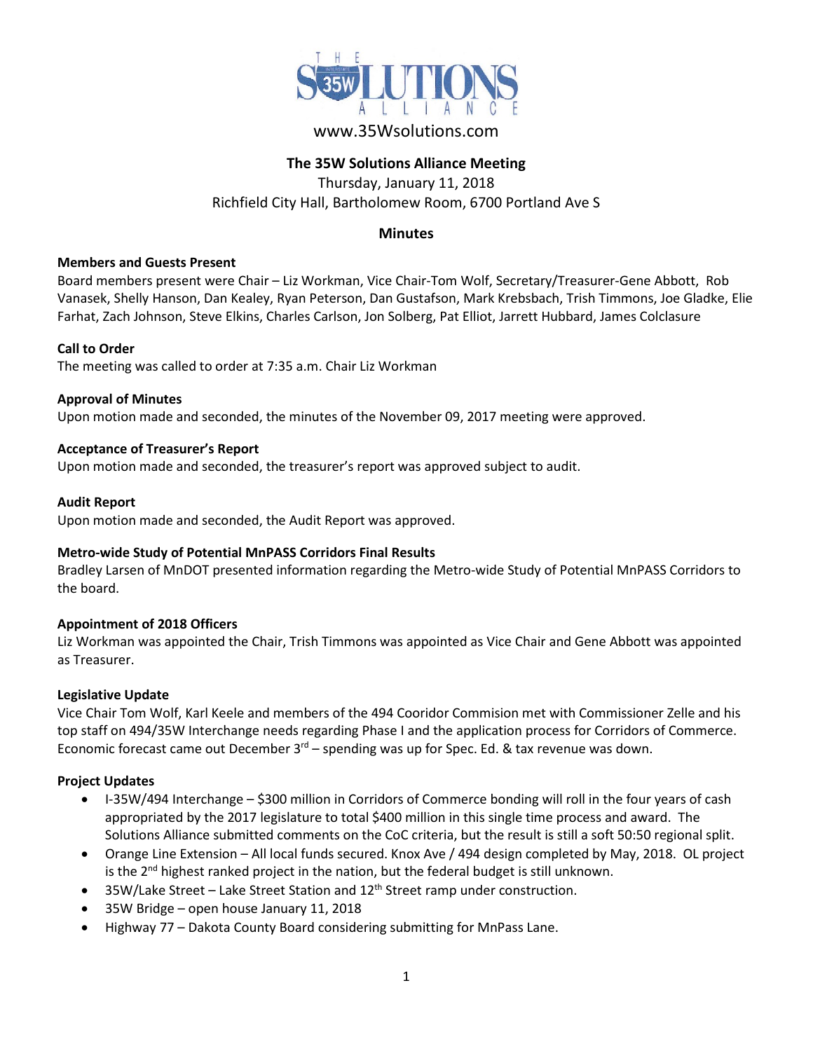The Solutions Alliance

www.35Wsolutions.com

# The 35W Solutions Alliance Meeting

Thursday, January 11, 2018

Richfield City Hall, Bartholomew Room, 6700 Portland Ave S

## Minutes

**Members and Guests Present**

Board members present were Chair – Liz Workman, Vice Chair-Tom Wolf, Secretary/Treasurer-Gene Abbott, Rob Vanasek, Shelly Hanson, Dan Kealey, Ryan Peterson, Dan Gustafson, Mark Krebsbach, Trish Timmons, Joe Gladke, Elie Farhat, Zach Johnson, Steve Elkins, Charles Carlson, Jon Solberg, Pat Elliot, Jarrett Hubbard, James Colclasure

**Call to Order**

The meeting was called to order at 7:35 a.m. Chair Liz Workman

**Approval of Minutes**

Upon motion made and seconded, the minutes of the November 09, 2017 meeting were approved.

**Acceptance of Treasurer's Report**

Upon motion made and seconded, the treasurer's report was approved subject to audit.

**Audit Report**

Upon motion made and seconded, the Audit Report was approved.

**Metro-wide Study of Potential MnPASS Corridors Final Results**

Bradley Larsen of MnDOT presented information regarding the Metro-wide Study of Potential MnPASS Corridors to the board.

**Appointment of 2018 Officers**

Liz Workman was appointed the Chair, Trish Timmons was appointed as Vice Chair and Gene Abbott was appointed as Treasurer.

**Legislative Update**

Vice Chair Tom Wolf, Karl Keele and members of the 494 Cooridor Commision met with Commissioner Zelle and his top staff on 494/35W Interchange needs regarding Phase I and the application process for Corridors of Commerce. Economic forecast came out December 3rd – spending was up for Spec. Ed. & tax revenue was down.

**Project Updates**

- I-35W/494 Interchange – $300 million in Corridors of Commerce bonding will roll in the four years of cash appropriated by the 2017 legislature to total $400 million in this single time process and award. The Solutions Alliance submitted comments on the CoC criteria, but the result is still a soft 50:50 regional split.
- Orange Line Extension – All local funds secured. Knox Ave / 494 design completed by May, 2018. OL project is the 2nd highest ranked project in the nation, but the federal budget is still unknown.
- 35W/Lake Street – Lake Street Station and 12th Street ramp under construction.
- 35W Bridge – open house January 11, 2018
- Highway 77 – Dakota County Board considering submitting for MnPass Lane.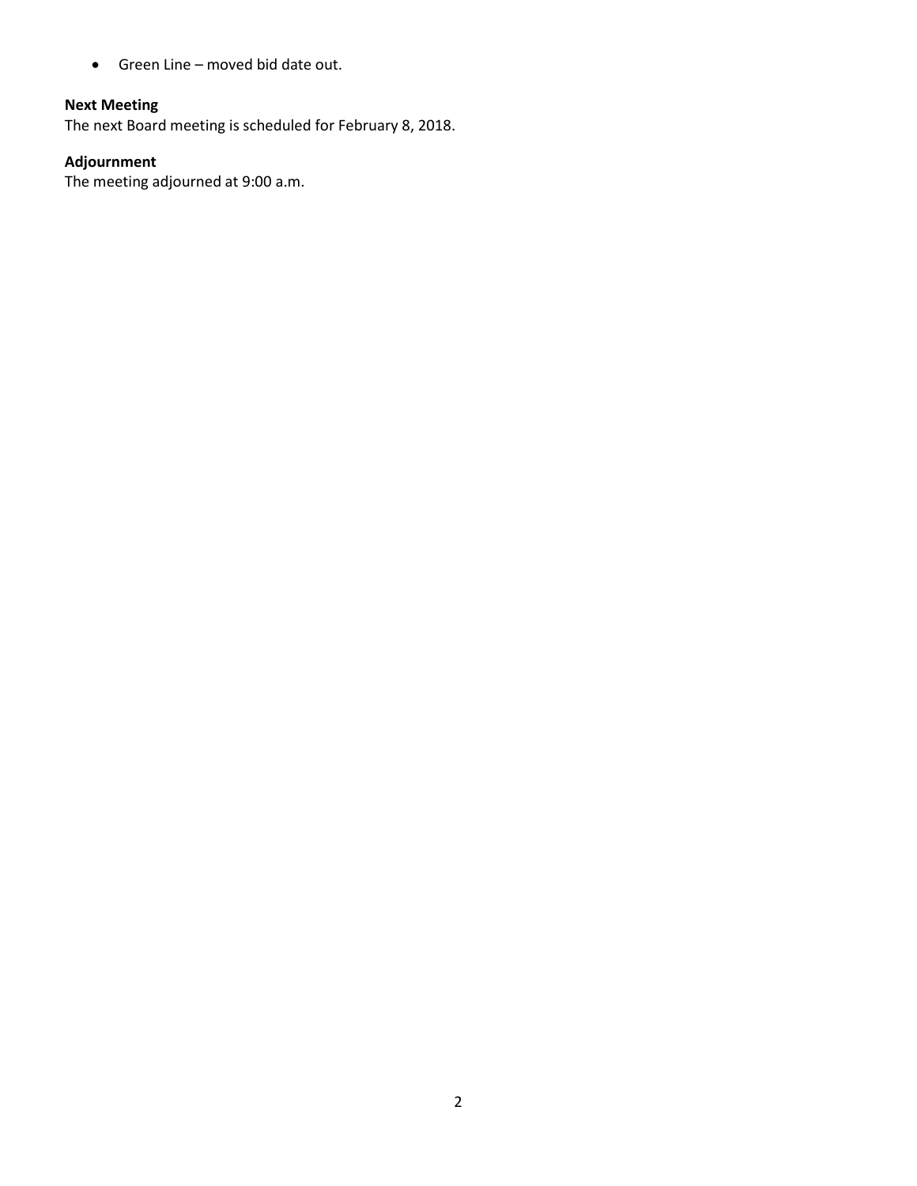- Green Line – moved bid date out.

**Next Meeting**
The next Board meeting is scheduled for February 8, 2018.

**Adjournment**
The meeting adjourned at 9:00 a.m.